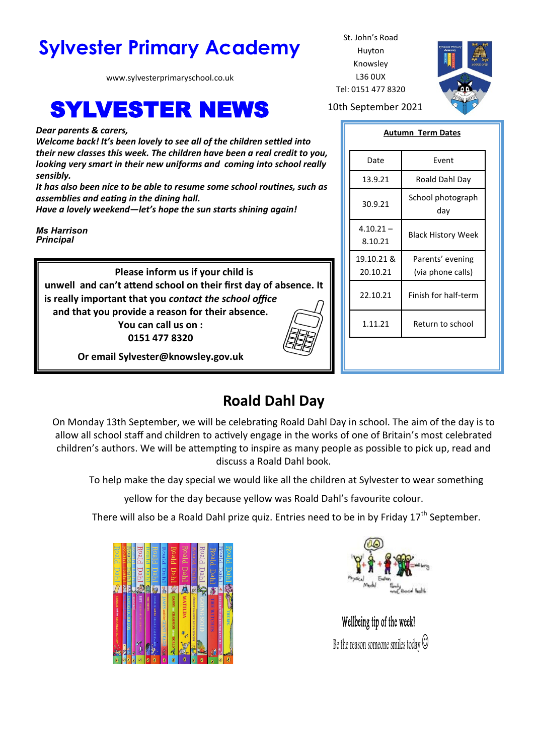# Sylvester Primary Academy

www.sylvesterprimaryschool.co.uk

St. John's Road
Huyton
Knowsley
L36 0UX
Tel: 0151 477 8320

# SYLVESTER NEWS

10th September 2021

***Dear parents & carers,***
***Welcome back! It's been lovely to see all of the children settled into their new classes this week. The children have been a real credit to you, looking very smart in their new uniforms and coming into school really sensibly.***
***It has also been nice to be able to resume some school routines, such as assemblies and eating in the dining hall.***
***Have a lovely weekend—let's hope the sun starts shining again!***

***Ms Harrison***
***Principal***

**Please inform us if your child is unwell and can't attend school on their first day of absence. It is really important that you *contact the school office* and that you provide a reason for their absence.**
**You can call us on :**
**0151 477 8320**

**Or email Sylvester@knowsley.gov.uk**

**Autumn Term Dates**

| Date | Event |
|---|---|
| 13.9.21 | Roald Dahl Day |
| 30.9.21 | School photograph day |
| 4.10.21 – 8.10.21 | Black History Week |
| 19.10.21 & 20.10.21 | Parents' evening (via phone calls) |
| 22.10.21 | Finish for half-term |
| 1.11.21 | Return to school |

## Roald Dahl Day

On Monday 13th September, we will be celebrating Roald Dahl Day in school. The aim of the day is to allow all school staff and children to actively engage in the works of one of Britain's most celebrated children's authors. We will be attempting to inspire as many people as possible to pick up, read and discuss a Roald Dahl book.

To help make the day special we would like all the children at Sylvester to wear something yellow for the day because yellow was Roald Dahl's favourite colour.

There will also be a Roald Dahl prize quiz. Entries need to be in by Friday 17th September.

Wellbeing tip of the week!
Be the reason someone smiles today ☺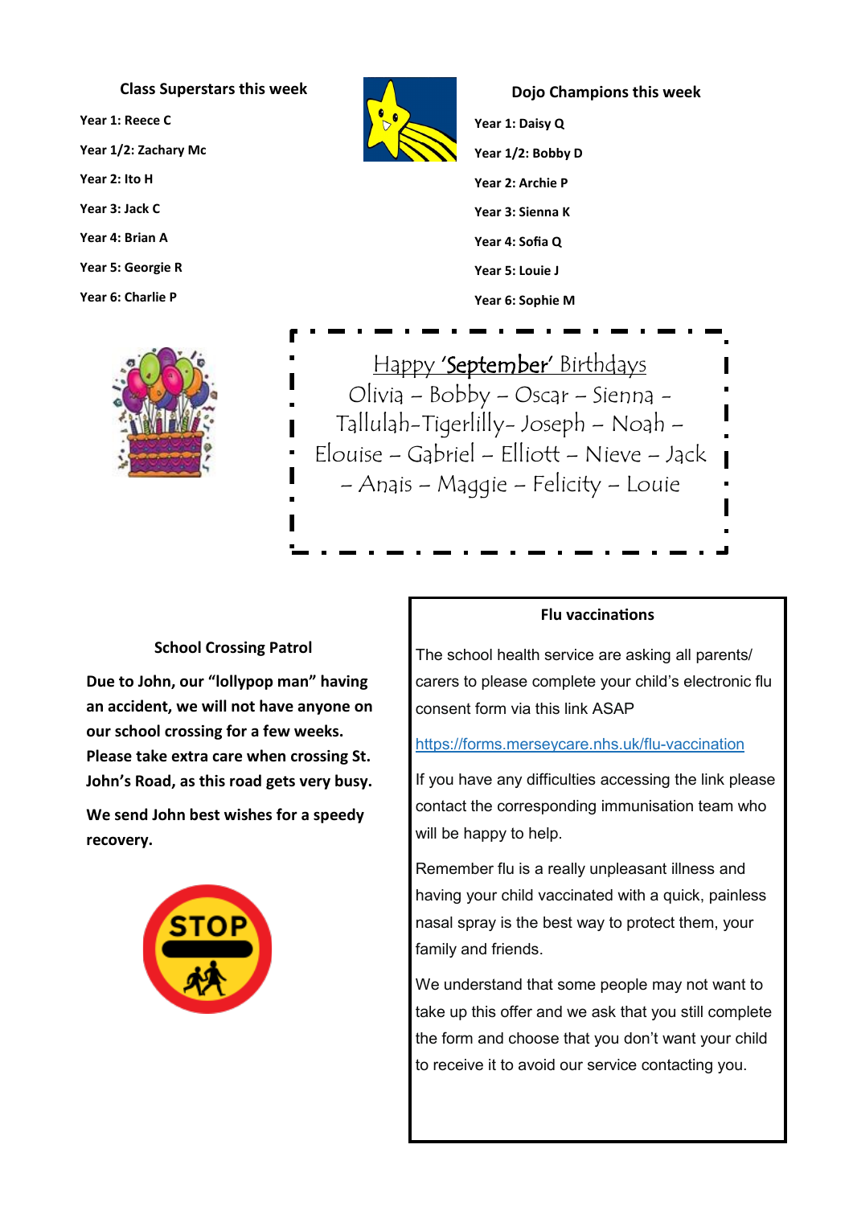### Class Superstars this week

**Year 1: Reece C**

**Year 1/2: Zachary Mc**

**Year 2: Ito H**

**Year 3: Jack C**

**Year 4: Brian A**

**Year 5: Georgie R**

**Year 6: Charlie P**

### Dojo Champions this week

**Year 1: Daisy Q**

**Year 1/2: Bobby D**

**Year 2: Archie P**

**Year 3: Sienna K**

**Year 4: Sofia Q**

**Year 5: Louie J**

**Year 6: Sophie M**

### Happy 'September' Birthdays

Olivia – Bobby – Oscar – Sienna – Tallulah-Tigerlilly- Joseph – Noah – Elouise – Gabriel – Elliott – Nieve – Jack – Anais – Maggie – Felicity – Louie

### School Crossing Patrol

**Due to John, our "lollypop man" having an accident, we will not have anyone on our school crossing for a few weeks. Please take extra care when crossing St. John's Road, as this road gets very busy.**

**We send John best wishes for a speedy recovery.**

### Flu vaccinations

The school health service are asking all parents/ carers to please complete your child's electronic flu consent form via this link ASAP

https://forms.merseycare.nhs.uk/flu-vaccination

If you have any difficulties accessing the link please contact the corresponding immunisation team who will be happy to help.

Remember flu is a really unpleasant illness and having your child vaccinated with a quick, painless nasal spray is the best way to protect them, your family and friends.

We understand that some people may not want to take up this offer and we ask that you still complete the form and choose that you don't want your child to receive it to avoid our service contacting you.